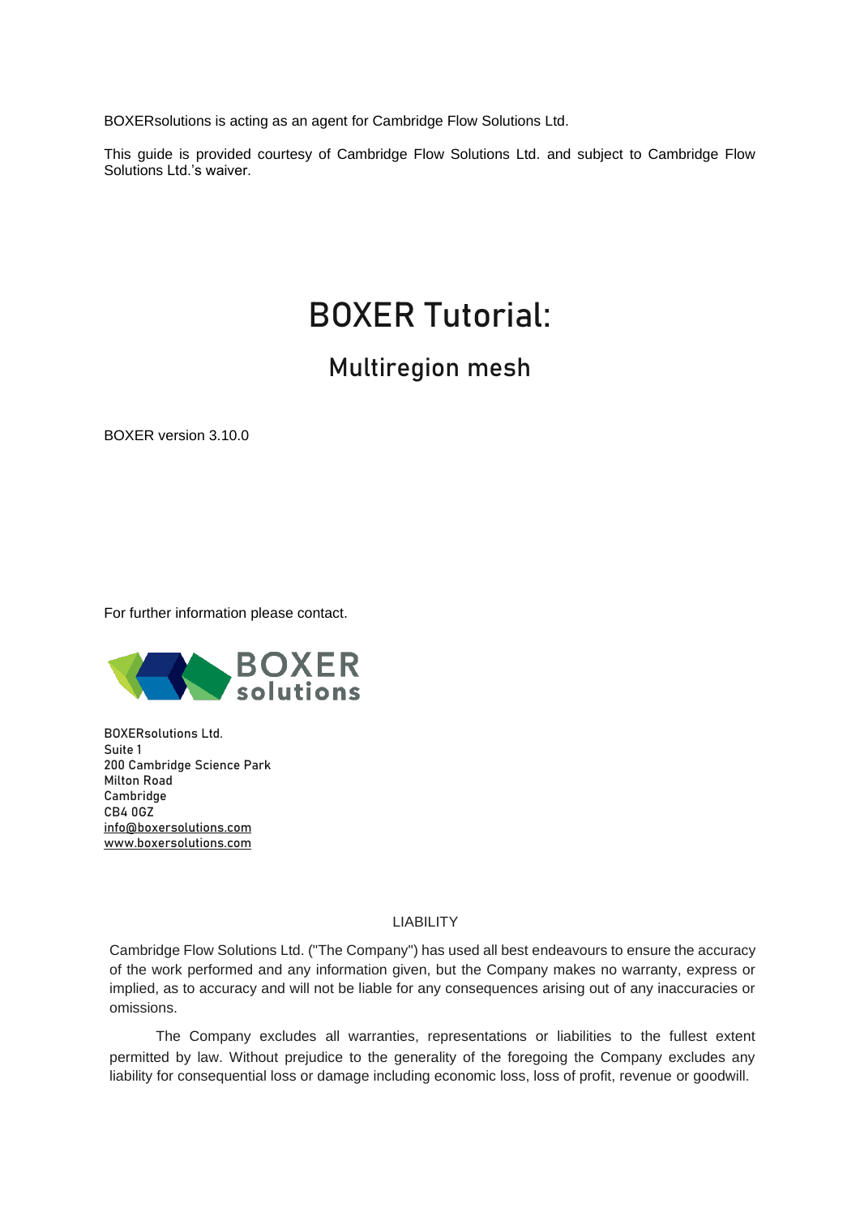BOXERsolutions is acting as an agent for Cambridge Flow Solutions Ltd.

This guide is provided courtesy of Cambridge Flow Solutions Ltd. and subject to Cambridge Flow Solutions Ltd.'s waiver.

# BOXER Tutorial:

## Multiregion mesh

BOXER version 3.10.0

For further information please contact.

BOXER solutions

BOXERsolutions Ltd.
Suite 1
200 Cambridge Science Park
Milton Road
Cambridge
CB4 0GZ
info@boxersolutions.com
www.boxersolutions.com

LIABILITY

Cambridge Flow Solutions Ltd. ("The Company") has used all best endeavours to ensure the accuracy of the work performed and any information given, but the Company makes no warranty, express or implied, as to accuracy and will not be liable for any consequences arising out of any inaccuracies or omissions.

The Company excludes all warranties, representations or liabilities to the fullest extent permitted by law. Without prejudice to the generality of the foregoing the Company excludes any liability for consequential loss or damage including economic loss, loss of profit, revenue or goodwill.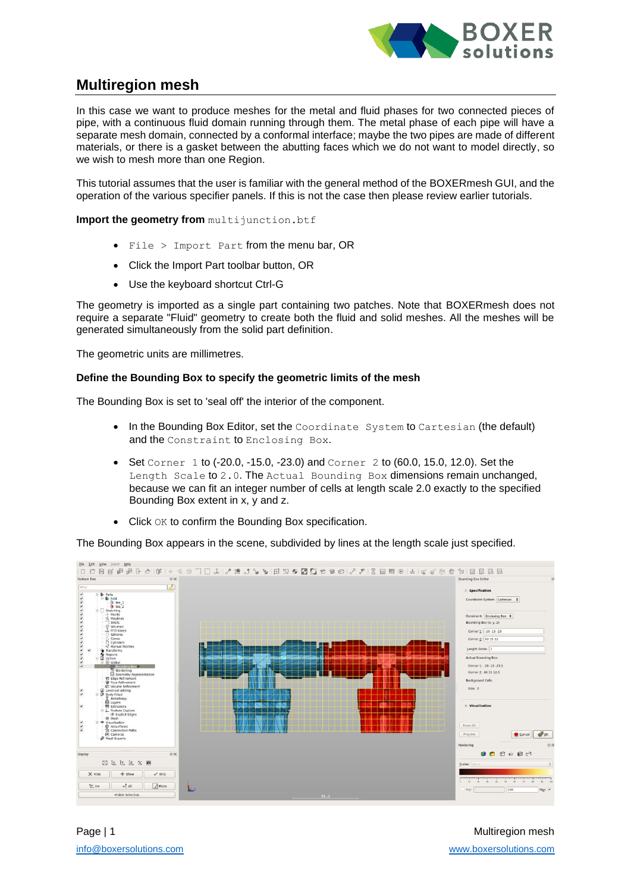# Multiregion mesh

In this case we want to produce meshes for the metal and fluid phases for two connected pieces of pipe, with a continuous fluid domain running through them. The metal phase of each pipe will have a separate mesh domain, connected by a conformal interface; maybe the two pipes are made of different materials, or there is a gasket between the abutting faces which we do not want to model directly, so we wish to mesh more than one Region.

This tutorial assumes that the user is familiar with the general method of the BOXERmesh GUI, and the operation of the various specifier panels. If this is not the case then please review earlier tutorials.

**Import the geometry from** `multijunction.btf`

- `File > Import Part` from the menu bar, OR
- Click the Import Part toolbar button, OR
- Use the keyboard shortcut Ctrl-G

The geometry is imported as a single part containing two patches. Note that BOXERmesh does not require a separate "Fluid" geometry to create both the fluid and solid meshes. All the meshes will be generated simultaneously from the solid part definition.

The geometric units are millimetres.

**Define the Bounding Box to specify the geometric limits of the mesh**

The Bounding Box is set to 'seal off' the interior of the component.

- In the Bounding Box Editor, set the `Coordinate System` to `Cartesian` (the default) and the `Constraint` to `Enclosing Box`.
- Set `Corner 1` to (-20.0, -15.0, -23.0) and `Corner 2` to (60.0, 15.0, 12.0). Set the `Length Scale` to `2.0`. The `Actual Bounding Box` dimensions remain unchanged, because we can fit an integer number of cells at length scale 2.0 exactly to the specified Bounding Box extent in x, y and z.
- Click `OK` to confirm the Bounding Box specification.

The Bounding Box appears in the scene, subdivided by lines at the length scale just specified.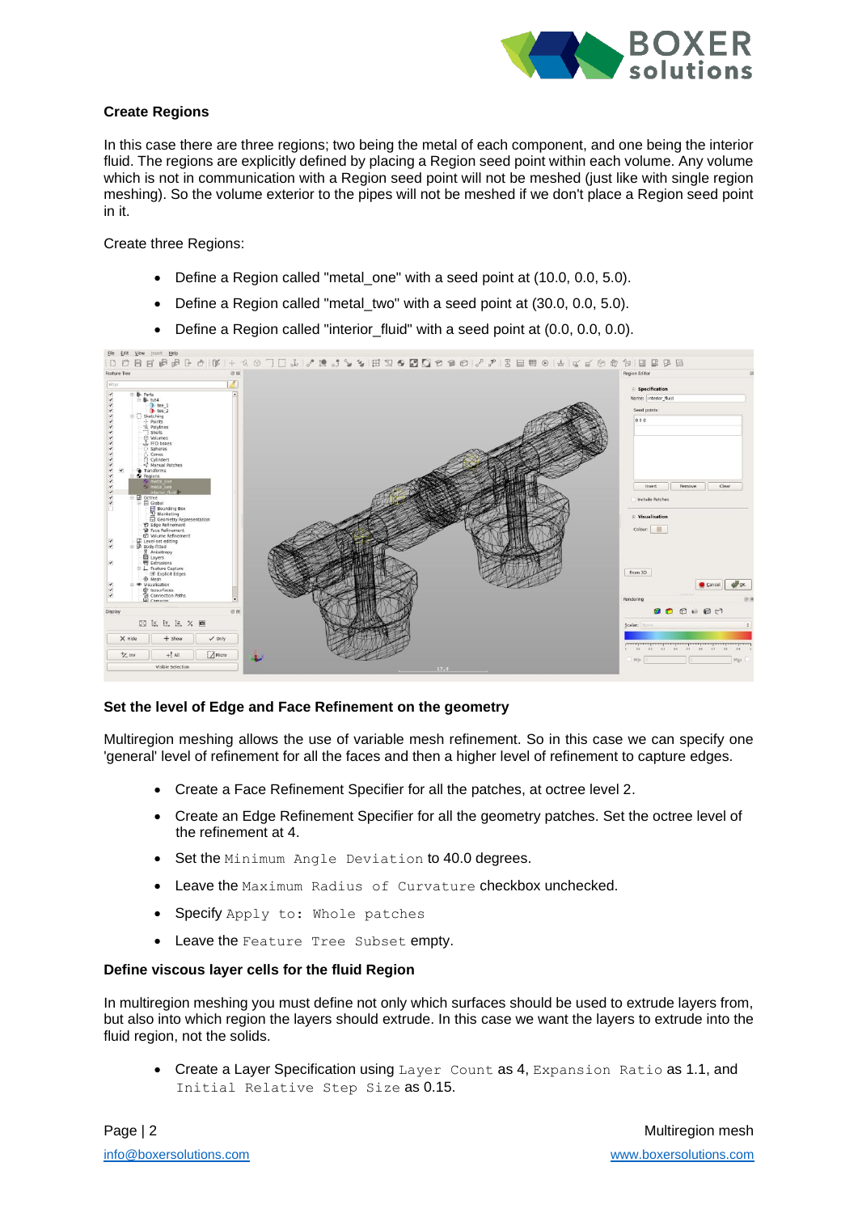### Create Regions

In this case there are three regions; two being the metal of each component, and one being the interior fluid. The regions are explicitly defined by placing a Region seed point within each volume. Any volume which is not in communication with a Region seed point will not be meshed (just like with single region meshing). So the volume exterior to the pipes will not be meshed if we don't place a Region seed point in it.

Create three Regions:

- Define a Region called "metal_one" with a seed point at (10.0, 0.0, 5.0).
- Define a Region called "metal_two" with a seed point at (30.0, 0.0, 5.0).
- Define a Region called "interior_fluid" with a seed point at (0.0, 0.0, 0.0).

### Set the level of Edge and Face Refinement on the geometry

Multiregion meshing allows the use of variable mesh refinement. So in this case we can specify one 'general' level of refinement for all the faces and then a higher level of refinement to capture edges.

- Create a Face Refinement Specifier for all the patches, at octree level 2.
- Create an Edge Refinement Specifier for all the geometry patches. Set the octree level of the refinement at 4.
- Set the `Minimum Angle Deviation` to 40.0 degrees.
- Leave the `Maximum Radius of Curvature` checkbox unchecked.
- Specify `Apply to: Whole patches`
- Leave the `Feature Tree Subset` empty.

### Define viscous layer cells for the fluid Region

In multiregion meshing you must define not only which surfaces should be used to extrude layers from, but also into which region the layers should extrude. In this case we want the layers to extrude into the fluid region, not the solids.

- Create a Layer Specification using `Layer Count` as 4, `Expansion Ratio` as 1.1, and `Initial Relative Step Size` as 0.15.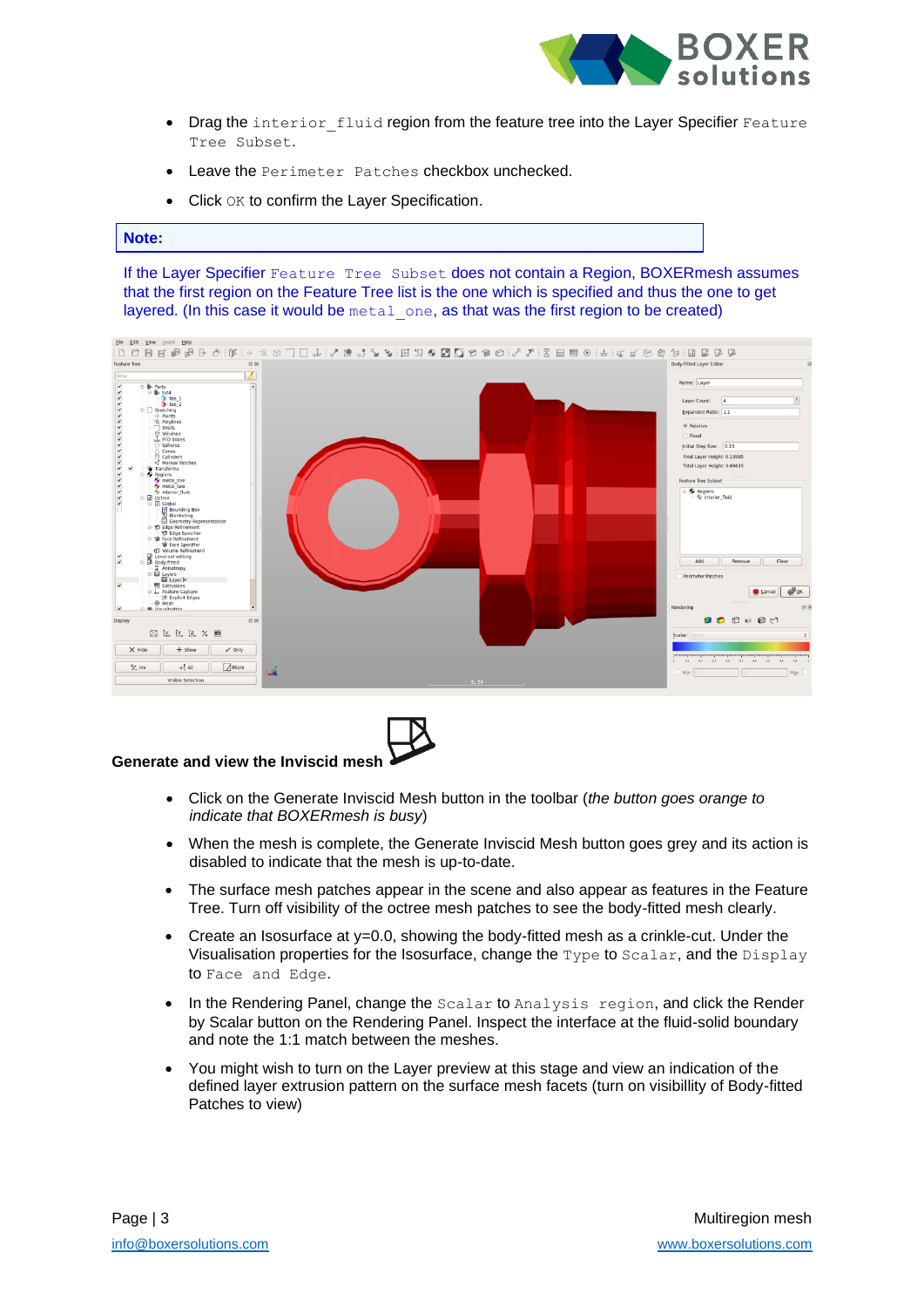- Drag the `interior_fluid` region from the feature tree into the Layer Specifier `Feature Tree Subset`.
- Leave the `Perimeter Patches` checkbox unchecked.
- Click `OK` to confirm the Layer Specification.

**Note:**

If the Layer Specifier `Feature Tree Subset` does not contain a Region, BOXERmesh assumes that the first region on the Feature Tree list is the one which is specified and thus the one to get layered. (In this case it would be `metal_one`, as that was the first region to be created)

**Generate and view the Inviscid mesh**

- Click on the Generate Inviscid Mesh button in the toolbar (*the button goes orange to indicate that BOXERmesh is busy*)
- When the mesh is complete, the Generate Inviscid Mesh button goes grey and its action is disabled to indicate that the mesh is up-to-date.
- The surface mesh patches appear in the scene and also appear as features in the Feature Tree. Turn off visibility of the octree mesh patches to see the body-fitted mesh clearly.
- Create an Isosurface at y=0.0, showing the body-fitted mesh as a crinkle-cut. Under the Visualisation properties for the Isosurface, change the `Type` to `Scalar`, and the `Display` to `Face and Edge`.
- In the Rendering Panel, change the `Scalar` to `Analysis region`, and click the Render by Scalar button on the Rendering Panel. Inspect the interface at the fluid-solid boundary and note the 1:1 match between the meshes.
- You might wish to turn on the Layer preview at this stage and view an indication of the defined layer extrusion pattern on the surface mesh facets (turn on visibillity of Body-fitted Patches to view)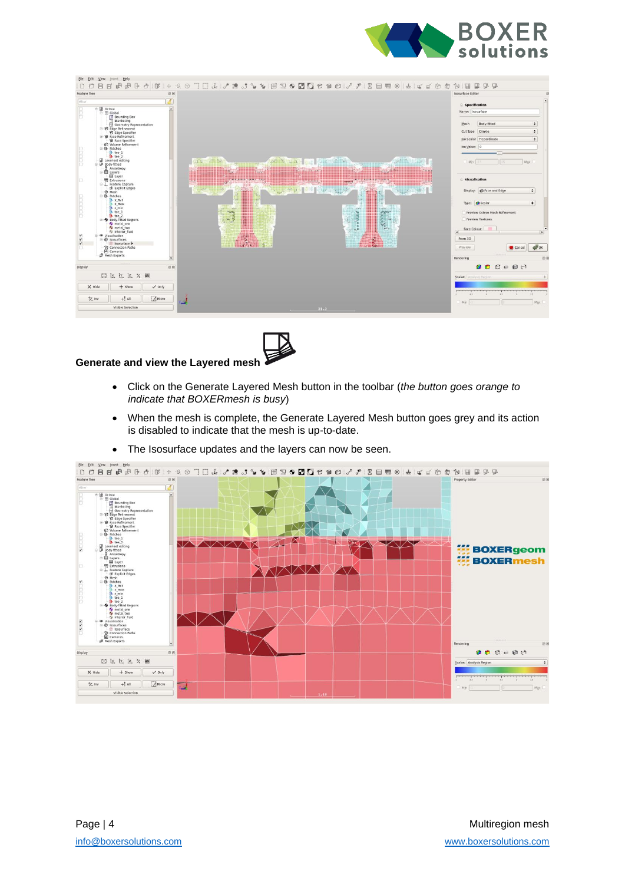## Generate and view the Layered mesh

- Click on the Generate Layered Mesh button in the toolbar (*the button goes orange to indicate that BOXERmesh is busy*)
- When the mesh is complete, the Generate Layered Mesh button goes grey and its action is disabled to indicate that the mesh is up-to-date.
- The Isosurface updates and the layers can now be seen.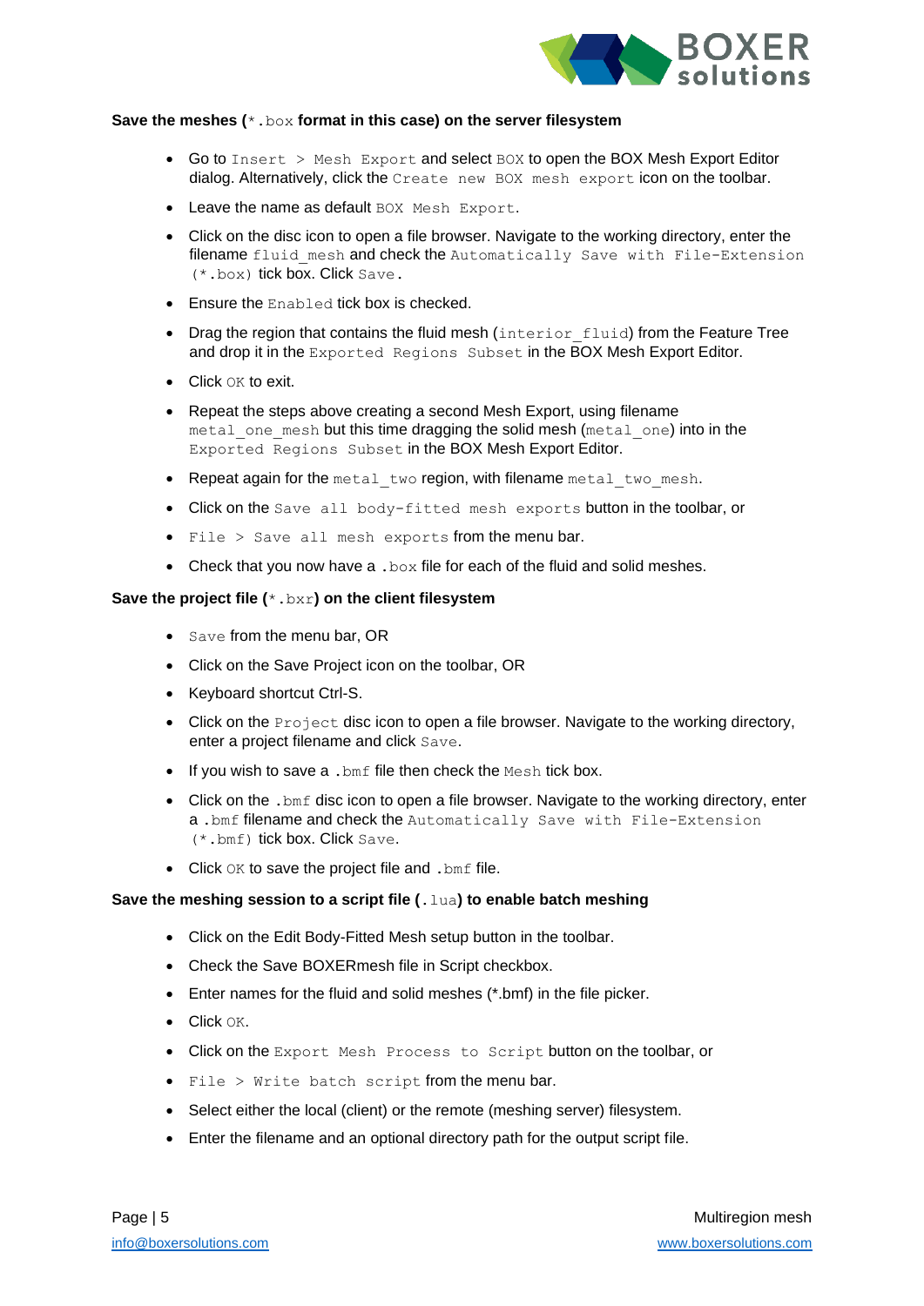**Save the meshes (`*.box` format in this case) on the server filesystem**

- Go to `Insert > Mesh Export` and select `BOX` to open the BOX Mesh Export Editor dialog. Alternatively, click the `Create new BOX mesh export` icon on the toolbar.
- Leave the name as default `BOX Mesh Export`.
- Click on the disc icon to open a file browser. Navigate to the working directory, enter the filename `fluid_mesh` and check the `Automatically Save with File-Extension (*.box)` tick box. Click `Save`.
- Ensure the `Enabled` tick box is checked.
- Drag the region that contains the fluid mesh (`interior_fluid`) from the Feature Tree and drop it in the `Exported Regions Subset` in the BOX Mesh Export Editor.
- Click `OK` to exit.
- Repeat the steps above creating a second Mesh Export, using filename `metal_one_mesh` but this time dragging the solid mesh (`metal_one`) into in the `Exported Regions Subset` in the BOX Mesh Export Editor.
- Repeat again for the `metal_two` region, with filename `metal_two_mesh`.
- Click on the `Save all body-fitted mesh exports` button in the toolbar, or
- `File > Save all mesh exports` from the menu bar.
- Check that you now have a `.box` file for each of the fluid and solid meshes.

**Save the project file (`*.bxr`) on the client filesystem**

- `Save` from the menu bar, OR
- Click on the Save Project icon on the toolbar, OR
- Keyboard shortcut Ctrl-S.
- Click on the `Project` disc icon to open a file browser. Navigate to the working directory, enter a project filename and click `Save`.
- If you wish to save a `.bmf` file then check the `Mesh` tick box.
- Click on the `.bmf` disc icon to open a file browser. Navigate to the working directory, enter a `.bmf` filename and check the `Automatically Save with File-Extension (*.bmf)` tick box. Click `Save`.
- Click `OK` to save the project file and `.bmf` file.

**Save the meshing session to a script file (`.lua`) to enable batch meshing**

- Click on the Edit Body-Fitted Mesh setup button in the toolbar.
- Check the Save BOXERmesh file in Script checkbox.
- Enter names for the fluid and solid meshes (*.bmf) in the file picker.
- Click `OK`.
- Click on the `Export Mesh Process to Script` button on the toolbar, or
- `File > Write batch script` from the menu bar.
- Select either the local (client) or the remote (meshing server) filesystem.
- Enter the filename and an optional directory path for the output script file.